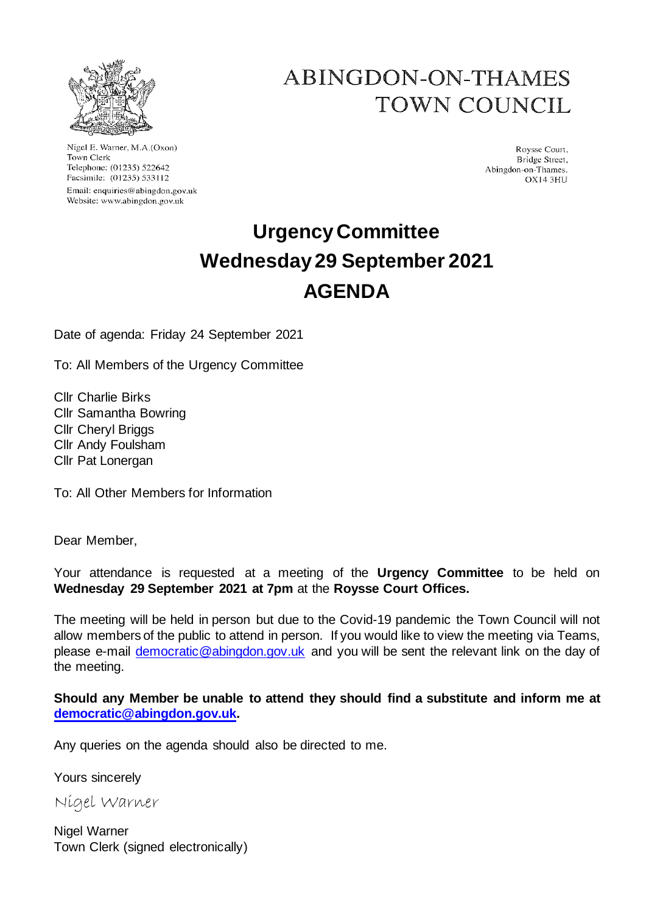# ABINGDON-ON-THAMES TOWN COUNCIL

Nigel E. Warner, M.A.(Oxon)
Town Clerk
Telephone: (01235) 522642
Facsimile: (01235) 533112
Email: enquiries@abingdon.gov.uk
Website: www.abingdon.gov.uk

Roysse Court,
Bridge Street,
Abingdon-on-Thames.
OX14 3HU

# Urgency Committee
# Wednesday 29 September 2021
# AGENDA

Date of agenda: Friday 24 September 2021

To: All Members of the Urgency Committee

Cllr Charlie Birks
Cllr Samantha Bowring
Cllr Cheryl Briggs
Cllr Andy Foulsham
Cllr Pat Lonergan

To: All Other Members for Information

Dear Member,

Your attendance is requested at a meeting of the **Urgency Committee** to be held on **Wednesday 29 September 2021 at 7pm** at the **Roysse Court Offices.**

The meeting will be held in person but due to the Covid-19 pandemic the Town Council will not allow members of the public to attend in person. If you would like to view the meeting via Teams, please e-mail democratic@abingdon.gov.uk and you will be sent the relevant link on the day of the meeting.

**Should any Member be unable to attend they should find a substitute and inform me at democratic@abingdon.gov.uk.**

Any queries on the agenda should also be directed to me.

Yours sincerely

*Nigel Warner*

Nigel Warner
Town Clerk (signed electronically)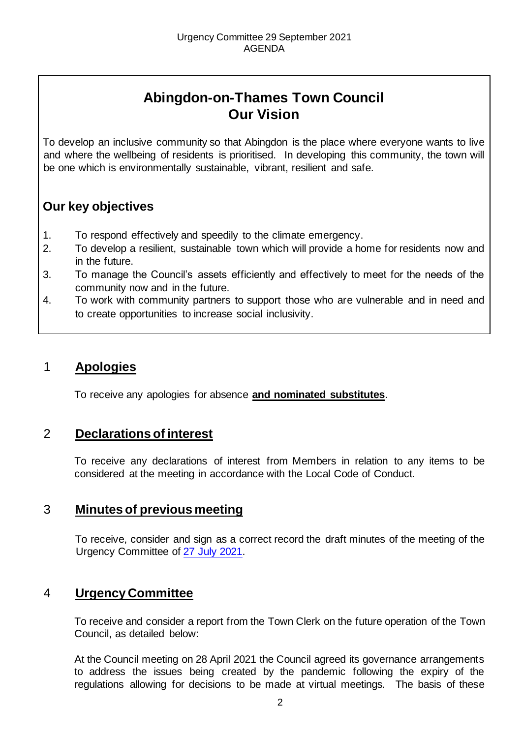## Abingdon-on-Thames Town Council
## Our Vision

To develop an inclusive community so that Abingdon is the place where everyone wants to live and where the wellbeing of residents is prioritised. In developing this community, the town will be one which is environmentally sustainable, vibrant, resilient and safe.

### Our key objectives

1. To respond effectively and speedily to the climate emergency.
2. To develop a resilient, sustainable town which will provide a home for residents now and in the future.
3. To manage the Council's assets efficiently and effectively to meet for the needs of the community now and in the future.
4. To work with community partners to support those who are vulnerable and in need and to create opportunities to increase social inclusivity.

## 1 Apologies

To receive any apologies for absence **and nominated substitutes**.

## 2 Declarations of interest

To receive any declarations of interest from Members in relation to any items to be considered at the meeting in accordance with the Local Code of Conduct.

## 3 Minutes of previous meeting

To receive, consider and sign as a correct record the draft minutes of the meeting of the Urgency Committee of 27 July 2021.

## 4 Urgency Committee

To receive and consider a report from the Town Clerk on the future operation of the Town Council, as detailed below:

At the Council meeting on 28 April 2021 the Council agreed its governance arrangements to address the issues being created by the pandemic following the expiry of the regulations allowing for decisions to be made at virtual meetings. The basis of these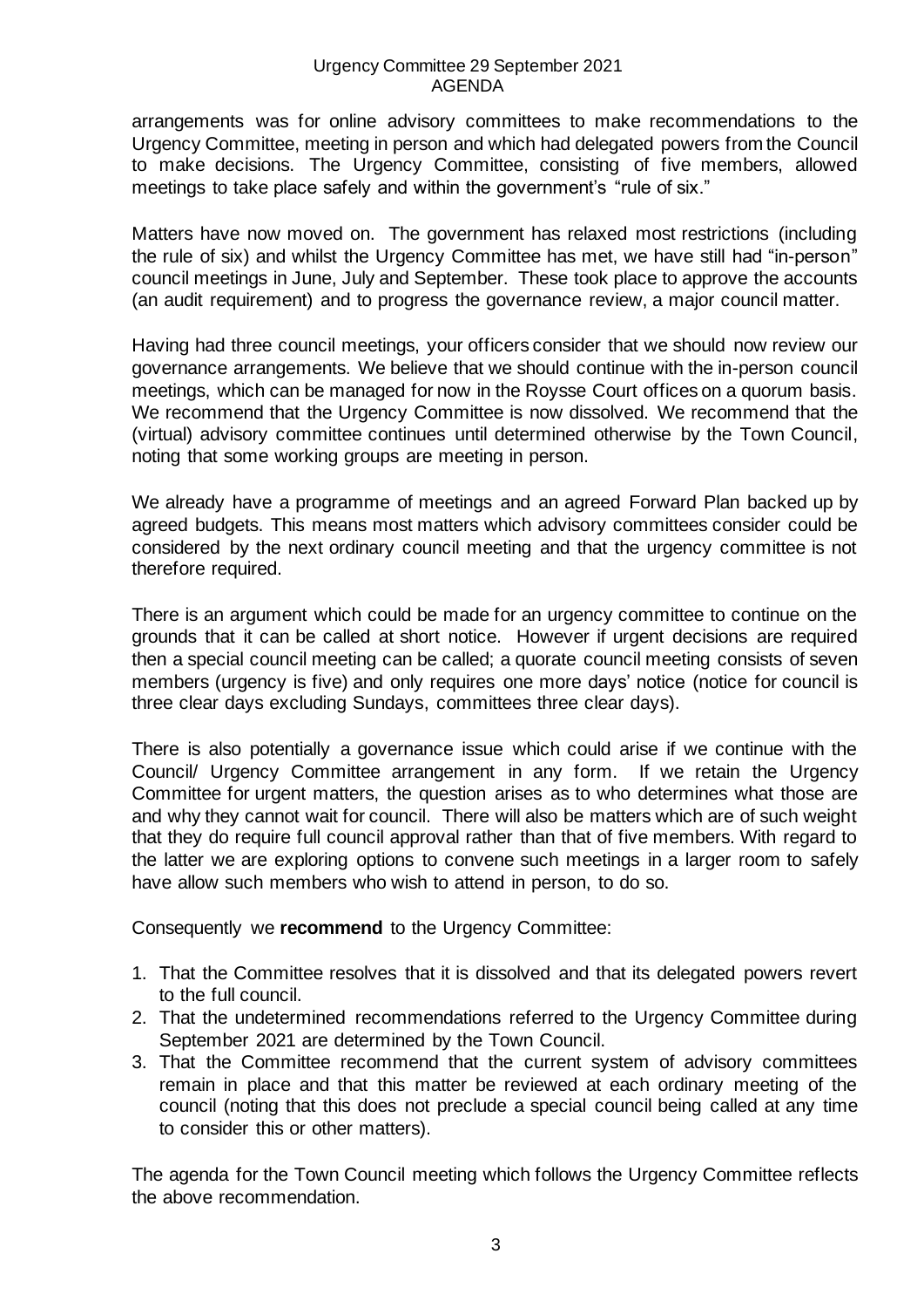arrangements was for online advisory committees to make recommendations to the Urgency Committee, meeting in person and which had delegated powers from the Council to make decisions. The Urgency Committee, consisting of five members, allowed meetings to take place safely and within the government's "rule of six."

Matters have now moved on. The government has relaxed most restrictions (including the rule of six) and whilst the Urgency Committee has met, we have still had "in-person" council meetings in June, July and September. These took place to approve the accounts (an audit requirement) and to progress the governance review, a major council matter.

Having had three council meetings, your officers consider that we should now review our governance arrangements. We believe that we should continue with the in-person council meetings, which can be managed for now in the Roysse Court offices on a quorum basis. We recommend that the Urgency Committee is now dissolved. We recommend that the (virtual) advisory committee continues until determined otherwise by the Town Council, noting that some working groups are meeting in person.

We already have a programme of meetings and an agreed Forward Plan backed up by agreed budgets. This means most matters which advisory committees consider could be considered by the next ordinary council meeting and that the urgency committee is not therefore required.

There is an argument which could be made for an urgency committee to continue on the grounds that it can be called at short notice. However if urgent decisions are required then a special council meeting can be called; a quorate council meeting consists of seven members (urgency is five) and only requires one more days' notice (notice for council is three clear days excluding Sundays, committees three clear days).

There is also potentially a governance issue which could arise if we continue with the Council/ Urgency Committee arrangement in any form. If we retain the Urgency Committee for urgent matters, the question arises as to who determines what those are and why they cannot wait for council. There will also be matters which are of such weight that they do require full council approval rather than that of five members. With regard to the latter we are exploring options to convene such meetings in a larger room to safely have allow such members who wish to attend in person, to do so.

Consequently we **recommend** to the Urgency Committee:

1. That the Committee resolves that it is dissolved and that its delegated powers revert to the full council.
2. That the undetermined recommendations referred to the Urgency Committee during September 2021 are determined by the Town Council.
3. That the Committee recommend that the current system of advisory committees remain in place and that this matter be reviewed at each ordinary meeting of the council (noting that this does not preclude a special council being called at any time to consider this or other matters).

The agenda for the Town Council meeting which follows the Urgency Committee reflects the above recommendation.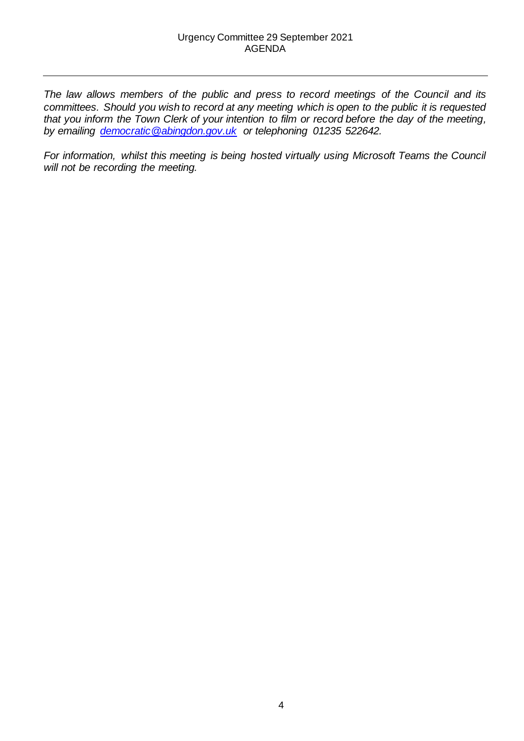*The law allows members of the public and press to record meetings of the Council and its committees. Should you wish to record at any meeting which is open to the public it is requested that you inform the Town Clerk of your intention to film or record before the day of the meeting, by emailing [democratic@abingdon.gov.uk](mailto:democratic@abingdon.gov.uk) or telephoning 01235 522642.*

*For information, whilst this meeting is being hosted virtually using Microsoft Teams the Council will not be recording the meeting.*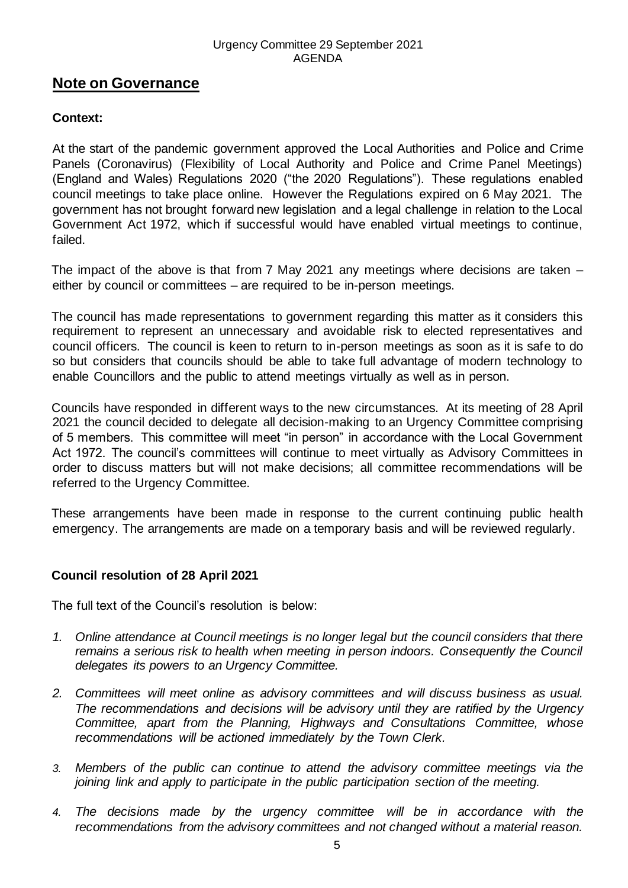## **Note on Governance**

### **Context:**

At the start of the pandemic government approved the Local Authorities and Police and Crime Panels (Coronavirus) (Flexibility of Local Authority and Police and Crime Panel Meetings) (England and Wales) Regulations 2020 ("the 2020 Regulations"). These regulations enabled council meetings to take place online. However the Regulations expired on 6 May 2021. The government has not brought forward new legislation and a legal challenge in relation to the Local Government Act 1972, which if successful would have enabled virtual meetings to continue, failed.

The impact of the above is that from 7 May 2021 any meetings where decisions are taken – either by council or committees – are required to be in-person meetings.

The council has made representations to government regarding this matter as it considers this requirement to represent an unnecessary and avoidable risk to elected representatives and council officers. The council is keen to return to in-person meetings as soon as it is safe to do so but considers that councils should be able to take full advantage of modern technology to enable Councillors and the public to attend meetings virtually as well as in person.

Councils have responded in different ways to the new circumstances. At its meeting of 28 April 2021 the council decided to delegate all decision-making to an Urgency Committee comprising of 5 members. This committee will meet "in person" in accordance with the Local Government Act 1972. The council's committees will continue to meet virtually as Advisory Committees in order to discuss matters but will not make decisions; all committee recommendations will be referred to the Urgency Committee.

These arrangements have been made in response to the current continuing public health emergency. The arrangements are made on a temporary basis and will be reviewed regularly.

### **Council resolution of 28 April 2021**

The full text of the Council's resolution is below:

1. *Online attendance at Council meetings is no longer legal but the council considers that there remains a serious risk to health when meeting in person indoors. Consequently the Council delegates its powers to an Urgency Committee.*
2. *Committees will meet online as advisory committees and will discuss business as usual. The recommendations and decisions will be advisory until they are ratified by the Urgency Committee, apart from the Planning, Highways and Consultations Committee, whose recommendations will be actioned immediately by the Town Clerk.*
3. *Members of the public can continue to attend the advisory committee meetings via the joining link and apply to participate in the public participation section of the meeting.*
4. *The decisions made by the urgency committee will be in accordance with the recommendations from the advisory committees and not changed without a material reason.*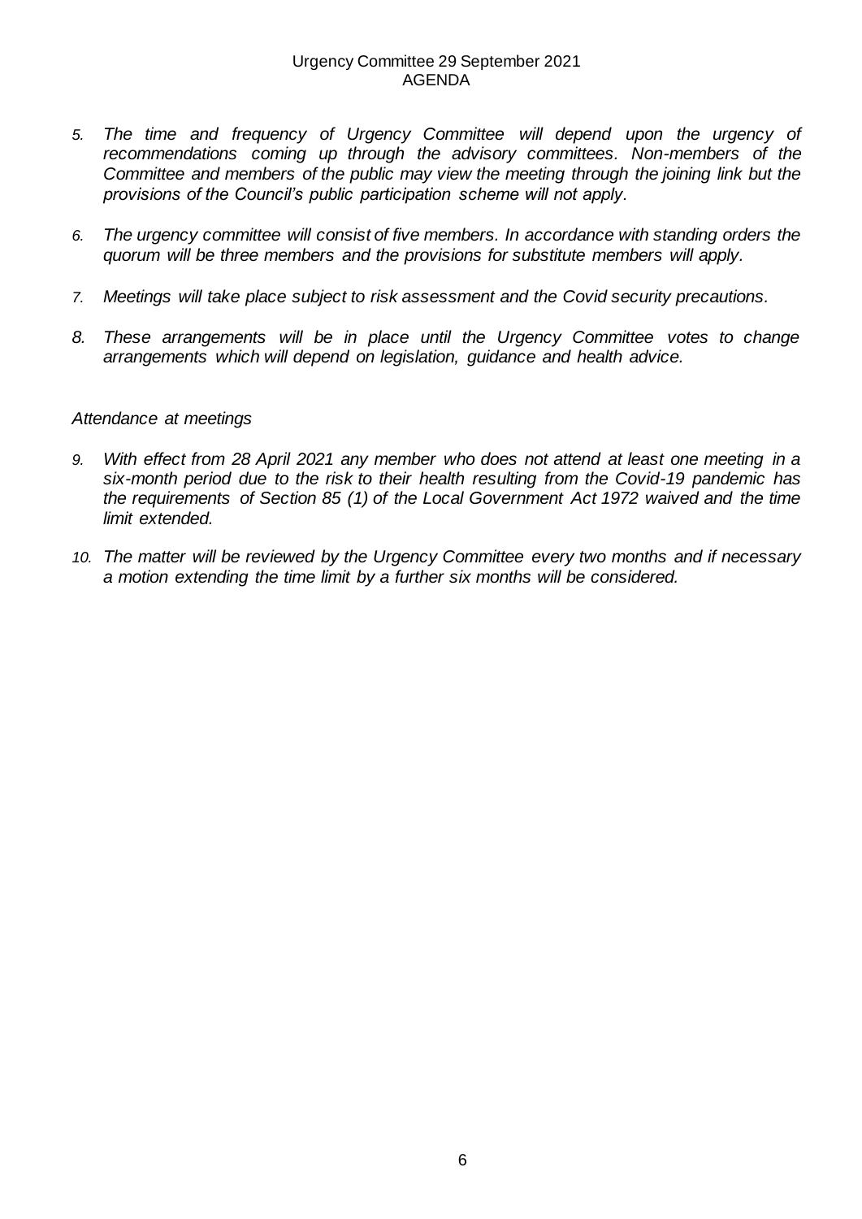5. *The time and frequency of Urgency Committee will depend upon the urgency of recommendations coming up through the advisory committees. Non-members of the Committee and members of the public may view the meeting through the joining link but the provisions of the Council's public participation scheme will not apply.*

6. *The urgency committee will consist of five members. In accordance with standing orders the quorum will be three members and the provisions for substitute members will apply.*

7. *Meetings will take place subject to risk assessment and the Covid security precautions.*

8. *These arrangements will be in place until the Urgency Committee votes to change arrangements which will depend on legislation, guidance and health advice.*

*Attendance at meetings*

9. *With effect from 28 April 2021 any member who does not attend at least one meeting in a six-month period due to the risk to their health resulting from the Covid-19 pandemic has the requirements of Section 85 (1) of the Local Government Act 1972 waived and the time limit extended.*

10. *The matter will be reviewed by the Urgency Committee every two months and if necessary a motion extending the time limit by a further six months will be considered.*